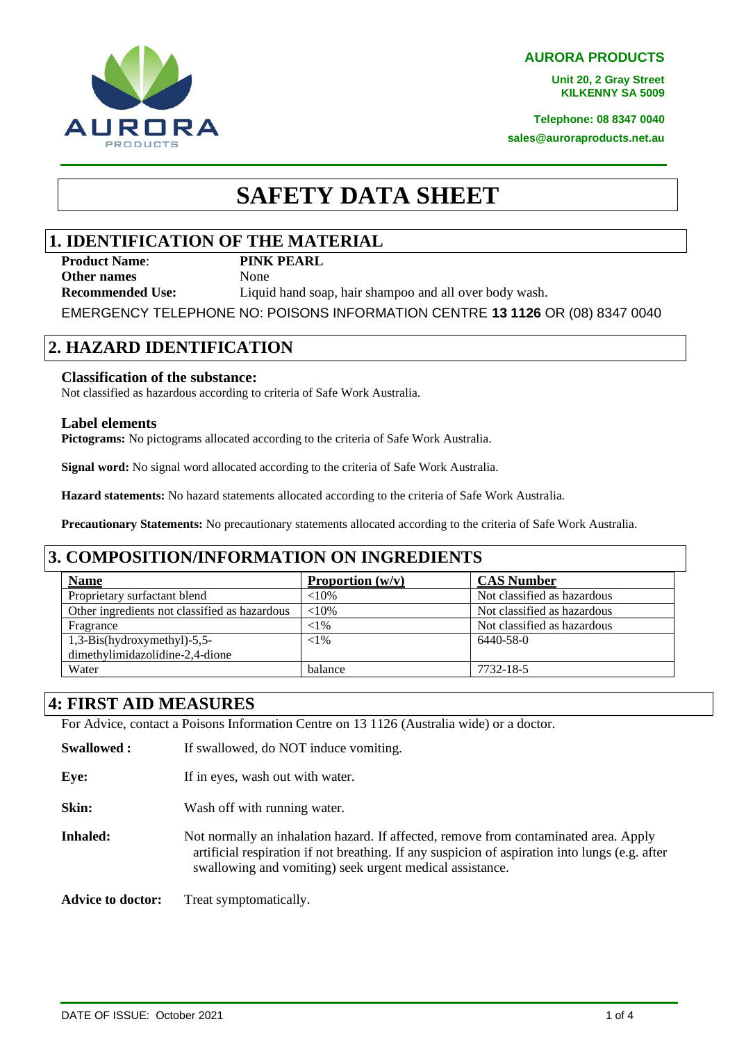**AURORA PRODUCTS**

**Unit 20, 2 Gray Street**
**KILKENNY SA 5009**

**Telephone: 08 8347 0040**
**sales@auroraproducts.net.au**

# SAFETY DATA SHEET

## 1. IDENTIFICATION OF THE MATERIAL

**Product Name**: **PINK PEARL**
**Other names** None
**Recommended Use:** Liquid hand soap, hair shampoo and all over body wash.

EMERGENCY TELEPHONE NO: POISONS INFORMATION CENTRE **13 1126** OR (08) 8347 0040

## 2. HAZARD IDENTIFICATION

### Classification of the substance:

Not classified as hazardous according to criteria of Safe Work Australia.

### Label elements

**Pictograms:** No pictograms allocated according to the criteria of Safe Work Australia.

**Signal word:** No signal word allocated according to the criteria of Safe Work Australia.

**Hazard statements:** No hazard statements allocated according to the criteria of Safe Work Australia.

**Precautionary Statements:** No precautionary statements allocated according to the criteria of Safe Work Australia.

## 3. COMPOSITION/INFORMATION ON INGREDIENTS

| Name | Proportion (w/v) | CAS Number |
| --- | --- | --- |
| Proprietary surfactant blend | <10% | Not classified as hazardous |
| Other ingredients not classified as hazardous | <10% | Not classified as hazardous |
| Fragrance | <1% | Not classified as hazardous |
| 1,3-Bis(hydroxymethyl)-5,5-dimethylimidazolidine-2,4-dione | <1% | 6440-58-0 |
| Water | balance | 7732-18-5 |

## 4: FIRST AID MEASURES

For Advice, contact a Poisons Information Centre on 13 1126 (Australia wide) or a doctor.

**Swallowed :** If swallowed, do NOT induce vomiting.

**Eye:** If in eyes, wash out with water.

**Skin:** Wash off with running water.

**Inhaled:** Not normally an inhalation hazard. If affected, remove from contaminated area. Apply artificial respiration if not breathing. If any suspicion of aspiration into lungs (e.g. after swallowing and vomiting) seek urgent medical assistance.

**Advice to doctor:** Treat symptomatically.

DATE OF ISSUE: October 2021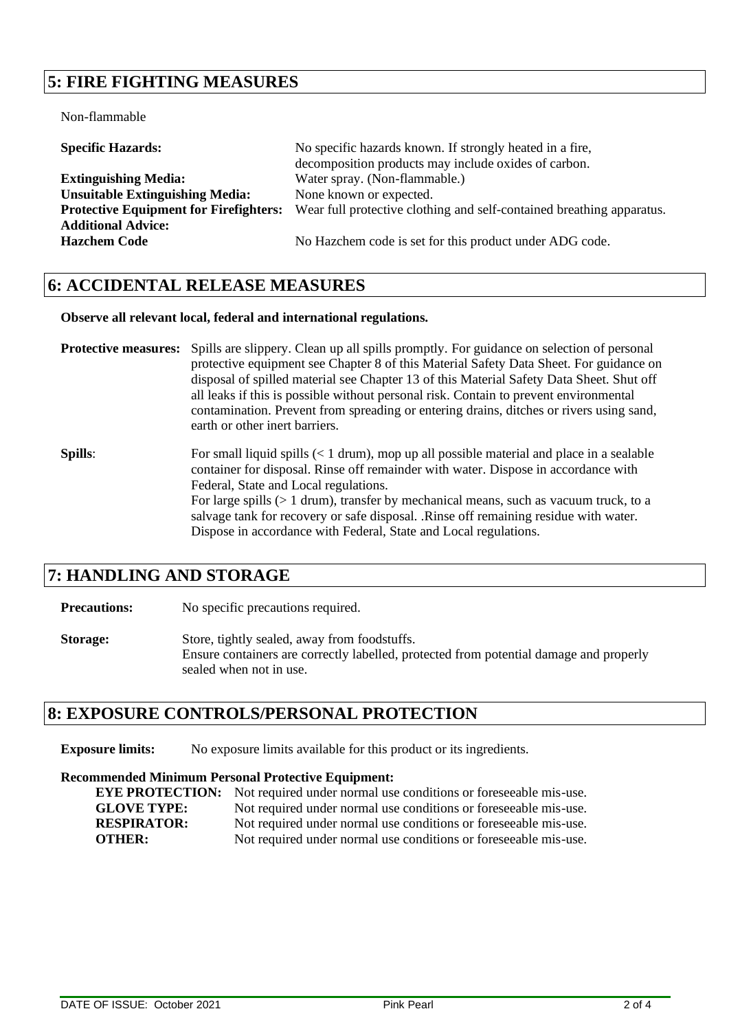## 5: FIRE FIGHTING MEASURES

Non-flammable

| | |
|---|---|
| **Specific Hazards:** | No specific hazards known. If strongly heated in a fire, decomposition products may include oxides of carbon. |
| **Extinguishing Media:** | Water spray. (Non-flammable.) |
| **Unsuitable Extinguishing Media:** | None known or expected. |
| **Protective Equipment for Firefighters:** | Wear full protective clothing and self-contained breathing apparatus. |
| **Additional Advice:** | |
| **Hazchem Code** | No Hazchem code is set for this product under ADG code. |

## 6: ACCIDENTAL RELEASE MEASURES

**Observe all relevant local, federal and international regulations.**

**Protective measures:** Spills are slippery. Clean up all spills promptly. For guidance on selection of personal protective equipment see Chapter 8 of this Material Safety Data Sheet. For guidance on disposal of spilled material see Chapter 13 of this Material Safety Data Sheet. Shut off all leaks if this is possible without personal risk. Contain to prevent environmental contamination. Prevent from spreading or entering drains, ditches or rivers using sand, earth or other inert barriers.

**Spills**: For small liquid spills (< 1 drum), mop up all possible material and place in a sealable container for disposal. Rinse off remainder with water. Dispose in accordance with Federal, State and Local regulations.
For large spills (> 1 drum), transfer by mechanical means, such as vacuum truck, to a salvage tank for recovery or safe disposal. .Rinse off remaining residue with water. Dispose in accordance with Federal, State and Local regulations.

## 7: HANDLING AND STORAGE

**Precautions:** No specific precautions required.

**Storage:** Store, tightly sealed, away from foodstuffs.
Ensure containers are correctly labelled, protected from potential damage and properly sealed when not in use.

## 8: EXPOSURE CONTROLS/PERSONAL PROTECTION

**Exposure limits:** No exposure limits available for this product or its ingredients.

**Recommended Minimum Personal Protective Equipment:**

| | |
|---|---|
| **EYE PROTECTION:** | Not required under normal use conditions or foreseeable mis-use. |
| **GLOVE TYPE:** | Not required under normal use conditions or foreseeable mis-use. |
| **RESPIRATOR:** | Not required under normal use conditions or foreseeable mis-use. |
| **OTHER:** | Not required under normal use conditions or foreseeable mis-use. |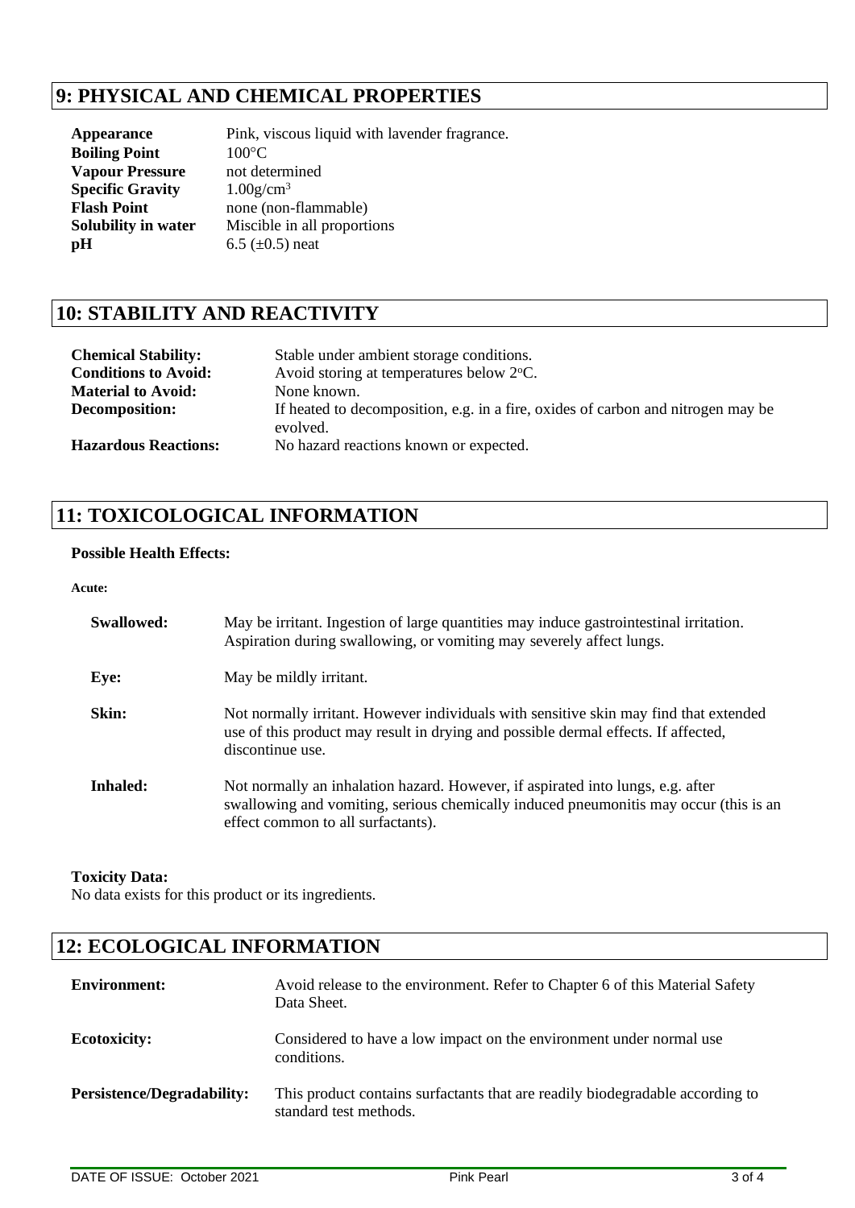## 9: PHYSICAL AND CHEMICAL PROPERTIES

| | |
|---|---|
| **Appearance** | Pink, viscous liquid with lavender fragrance. |
| **Boiling Point** | 100°C |
| **Vapour Pressure** | not determined |
| **Specific Gravity** | $1.00 g/cm^3$ |
| **Flash Point** | none (non-flammable) |
| **Solubility in water** | Miscible in all proportions |
| **pH** | 6.5 (±0.5) neat |

## 10: STABILITY AND REACTIVITY

| | |
|---|---|
| **Chemical Stability:** | Stable under ambient storage conditions. |
| **Conditions to Avoid:** | Avoid storing at temperatures below 2°C. |
| **Material to Avoid:** | None known. |
| **Decomposition:** | If heated to decomposition, e.g. in a fire, oxides of carbon and nitrogen may be evolved. |
| **Hazardous Reactions:** | No hazard reactions known or expected. |

## 11: TOXICOLOGICAL INFORMATION

**Possible Health Effects:**

**Acute:**

| | |
|---|---|
| **Swallowed:** | May be irritant. Ingestion of large quantities may induce gastrointestinal irritation. Aspiration during swallowing, or vomiting may severely affect lungs. |
| **Eye:** | May be mildly irritant. |
| **Skin:** | Not normally irritant. However individuals with sensitive skin may find that extended use of this product may result in drying and possible dermal effects. If affected, discontinue use. |
| **Inhaled:** | Not normally an inhalation hazard. However, if aspirated into lungs, e.g. after swallowing and vomiting, serious chemically induced pneumonitis may occur (this is an effect common to all surfactants). |

**Toxicity Data:**

No data exists for this product or its ingredients.

## 12: ECOLOGICAL INFORMATION

| | |
|---|---|
| **Environment:** | Avoid release to the environment. Refer to Chapter 6 of this Material Safety Data Sheet. |
| **Ecotoxicity:** | Considered to have a low impact on the environment under normal use conditions. |
| **Persistence/Degradability:** | This product contains surfactants that are readily biodegradable according to standard test methods. |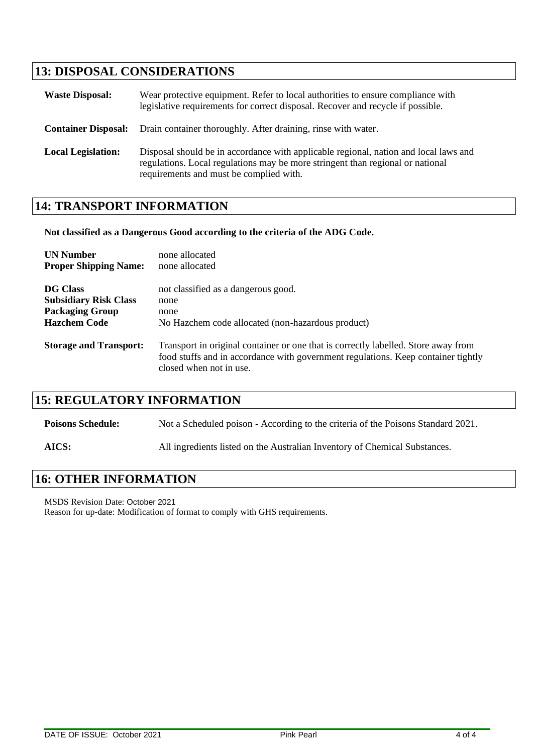## 13: DISPOSAL CONSIDERATIONS

| | |
|---|---|
| **Waste Disposal:** | Wear protective equipment. Refer to local authorities to ensure compliance with legislative requirements for correct disposal. Recover and recycle if possible. |
| **Container Disposal:** | Drain container thoroughly. After draining, rinse with water. |
| **Local Legislation:** | Disposal should be in accordance with applicable regional, nation and local laws and regulations. Local regulations may be more stringent than regional or national requirements and must be complied with. |

## 14: TRANSPORT INFORMATION

**Not classified as a Dangerous Good according to the criteria of the ADG Code.**

| | |
|---|---|
| **UN Number** | none allocated |
| **Proper Shipping Name:** | none allocated |
| **DG Class** | not classified as a dangerous good. |
| **Subsidiary Risk Class** | none |
| **Packaging Group** | none |
| **Hazchem Code** | No Hazchem code allocated (non-hazardous product) |
| **Storage and Transport:** | Transport in original container or one that is correctly labelled. Store away from food stuffs and in accordance with government regulations. Keep container tightly closed when not in use. |

## 15: REGULATORY INFORMATION

| | |
|---|---|
| **Poisons Schedule:** | Not a Scheduled poison - According to the criteria of the Poisons Standard 2021. |
| **AICS:** | All ingredients listed on the Australian Inventory of Chemical Substances. |

## 16: OTHER INFORMATION

MSDS Revision Date: October 2021
Reason for up-date: Modification of format to comply with GHS requirements.